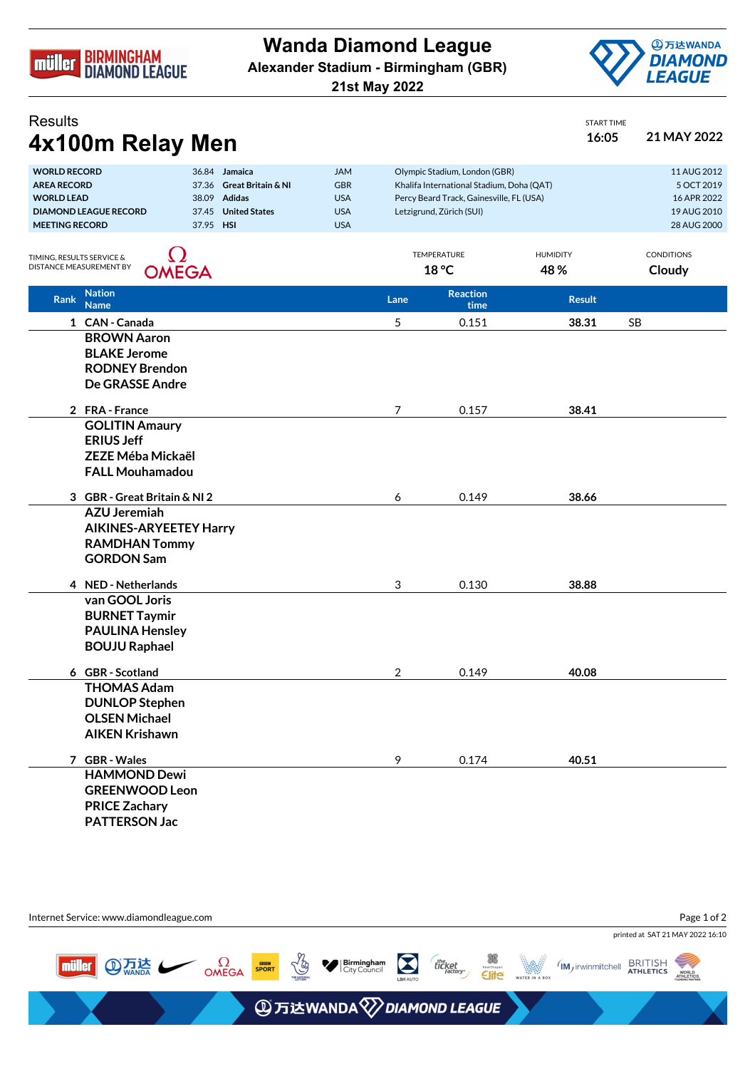# Wanda Diamond League

**Alexander Stadium - Birmingham (GBR)**

**21st May 2022**

## Results

# 4x100m Relay Men

START TIME **16:05** **21 MAY 2022**

| | | | | | |
|---|---|---|---|---|---|
| **WORLD RECORD** | 36.84 | **Jamaica** | JAM | Olympic Stadium, London (GBR) | 11 AUG 2012 |
| **AREA RECORD** | 37.36 | **Great Britain & NI** | GBR | Khalifa International Stadium, Doha (QAT) | 5 OCT 2019 |
| **WORLD LEAD** | 38.09 | **Adidas** | USA | Percy Beard Track, Gainesville, FL (USA) | 16 APR 2022 |
| **DIAMOND LEAGUE RECORD** | 37.45 | **United States** | USA | Letzigrund, Zürich (SUI) | 19 AUG 2010 |
| **MEETING RECORD** | 37.95 | **HSI** | USA | | 28 AUG 2000 |

TIMING, RESULTS SERVICE & DISTANCE MEASUREMENT BY OMEGA

TEMPERATURE **18 °C** HUMIDITY **48 %** CONDITIONS **Cloudy**

| Rank | Nation / Name | Lane | Reaction time | Result | |
|---|---|---|---|---|---|
| 1 | CAN - Canada | 5 | 0.151 | **38.31** | SB |
| | **BROWN Aaron** | | | | |
| | **BLAKE Jerome** | | | | |
| | **RODNEY Brendon** | | | | |
| | **De GRASSE Andre** | | | | |
| 2 | FRA - France | 7 | 0.157 | **38.41** | |
| | **GOLITIN Amaury** | | | | |
| | **ERIUS Jeff** | | | | |
| | **ZEZE Méba Mickaël** | | | | |
| | **FALL Mouhamadou** | | | | |
| 3 | GBR - Great Britain & NI 2 | 6 | 0.149 | **38.66** | |
| | **AZU Jeremiah** | | | | |
| | **AIKINES-ARYEETEY Harry** | | | | |
| | **RAMDHAN Tommy** | | | | |
| | **GORDON Sam** | | | | |
| 4 | NED - Netherlands | 3 | 0.130 | **38.88** | |
| | **van GOOL Joris** | | | | |
| | **BURNET Taymir** | | | | |
| | **PAULINA Hensley** | | | | |
| | **BOUJU Raphael** | | | | |
| 6 | GBR - Scotland | 2 | 0.149 | **40.08** | |
| | **THOMAS Adam** | | | | |
| | **DUNLOP Stephen** | | | | |
| | **OLSEN Michael** | | | | |
| | **AIKEN Krishawn** | | | | |
| 7 | GBR - Wales | 9 | 0.174 | **40.51** | |
| | **HAMMOND Dewi** | | | | |
| | **GREENWOOD Leon** | | | | |
| | **PRICE Zachary** | | | | |
| | **PATTERSON Jac** | | | | |

Internet Service: www.diamondleague.com

printed at SAT 21 MAY 2022 16:10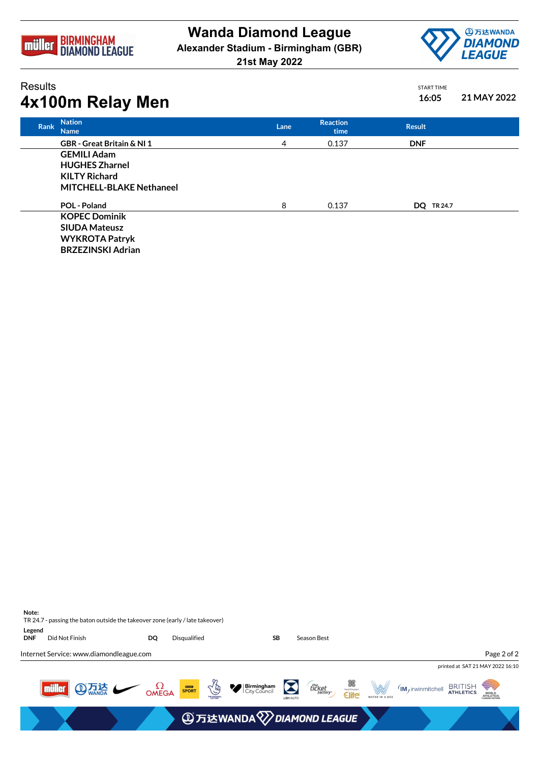# Wanda Diamond League

**Alexander Stadium - Birmingham (GBR)**

**21st May 2022**

## Results

# 4x100m Relay Men

START TIME **16:05** **21 MAY 2022**

| Rank | Nation / Name | Lane | Reaction time | Result |
|---|---|---|---|---|
| | **GBR - Great Britain & NI 1** | 4 | 0.137 | **DNF** |
| | **GEMILI Adam** | | | |
| | **HUGHES Zharnel** | | | |
| | **KILTY Richard** | | | |
| | **MITCHELL-BLAKE Nethaneel** | | | |
| | **POL - Poland** | 8 | 0.137 | **DQ** TR 24.7 |
| | **KOPEC Dominik** | | | |
| | **SIUDA Mateusz** | | | |
| | **WYKROTA Patryk** | | | |
| | **BRZEZINSKI Adrian** | | | |

**Note:**
TR 24.7 - passing the baton outside the takeover zone (early / late takeover)

**Legend**
**DNF** Did Not Finish **DQ** Disqualified **SB** Season Best

Internet Service: www.diamondleague.com

printed at SAT 21 MAY 2022 16:10